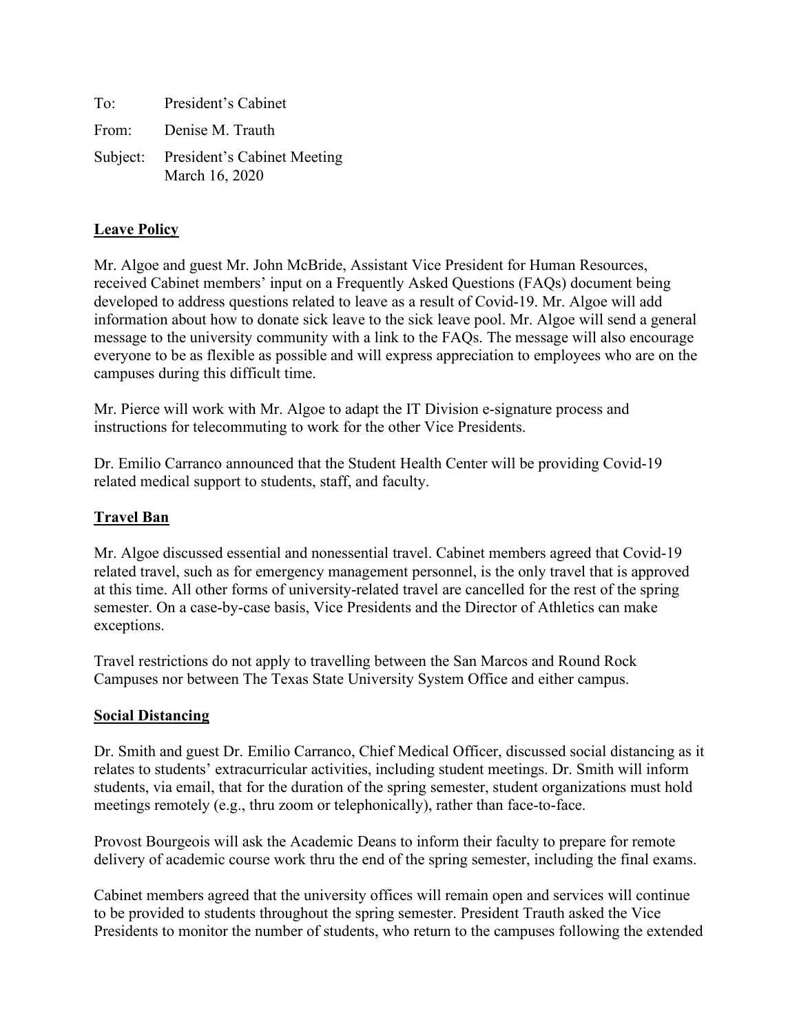To: President's Cabinet

From: Denise M. Trauth

Subject: President's Cabinet Meeting
March 16, 2020

## Leave Policy

Mr. Algoe and guest Mr. John McBride, Assistant Vice President for Human Resources, received Cabinet members' input on a Frequently Asked Questions (FAQs) document being developed to address questions related to leave as a result of Covid-19. Mr. Algoe will add information about how to donate sick leave to the sick leave pool. Mr. Algoe will send a general message to the university community with a link to the FAQs. The message will also encourage everyone to be as flexible as possible and will express appreciation to employees who are on the campuses during this difficult time.

Mr. Pierce will work with Mr. Algoe to adapt the IT Division e-signature process and instructions for telecommuting to work for the other Vice Presidents.

Dr. Emilio Carranco announced that the Student Health Center will be providing Covid-19 related medical support to students, staff, and faculty.

## Travel Ban

Mr. Algoe discussed essential and nonessential travel. Cabinet members agreed that Covid-19 related travel, such as for emergency management personnel, is the only travel that is approved at this time. All other forms of university-related travel are cancelled for the rest of the spring semester. On a case-by-case basis, Vice Presidents and the Director of Athletics can make exceptions.

Travel restrictions do not apply to travelling between the San Marcos and Round Rock Campuses nor between The Texas State University System Office and either campus.

## Social Distancing

Dr. Smith and guest Dr. Emilio Carranco, Chief Medical Officer, discussed social distancing as it relates to students' extracurricular activities, including student meetings. Dr. Smith will inform students, via email, that for the duration of the spring semester, student organizations must hold meetings remotely (e.g., thru zoom or telephonically), rather than face-to-face.

Provost Bourgeois will ask the Academic Deans to inform their faculty to prepare for remote delivery of academic course work thru the end of the spring semester, including the final exams.

Cabinet members agreed that the university offices will remain open and services will continue to be provided to students throughout the spring semester. President Trauth asked the Vice Presidents to monitor the number of students, who return to the campuses following the extended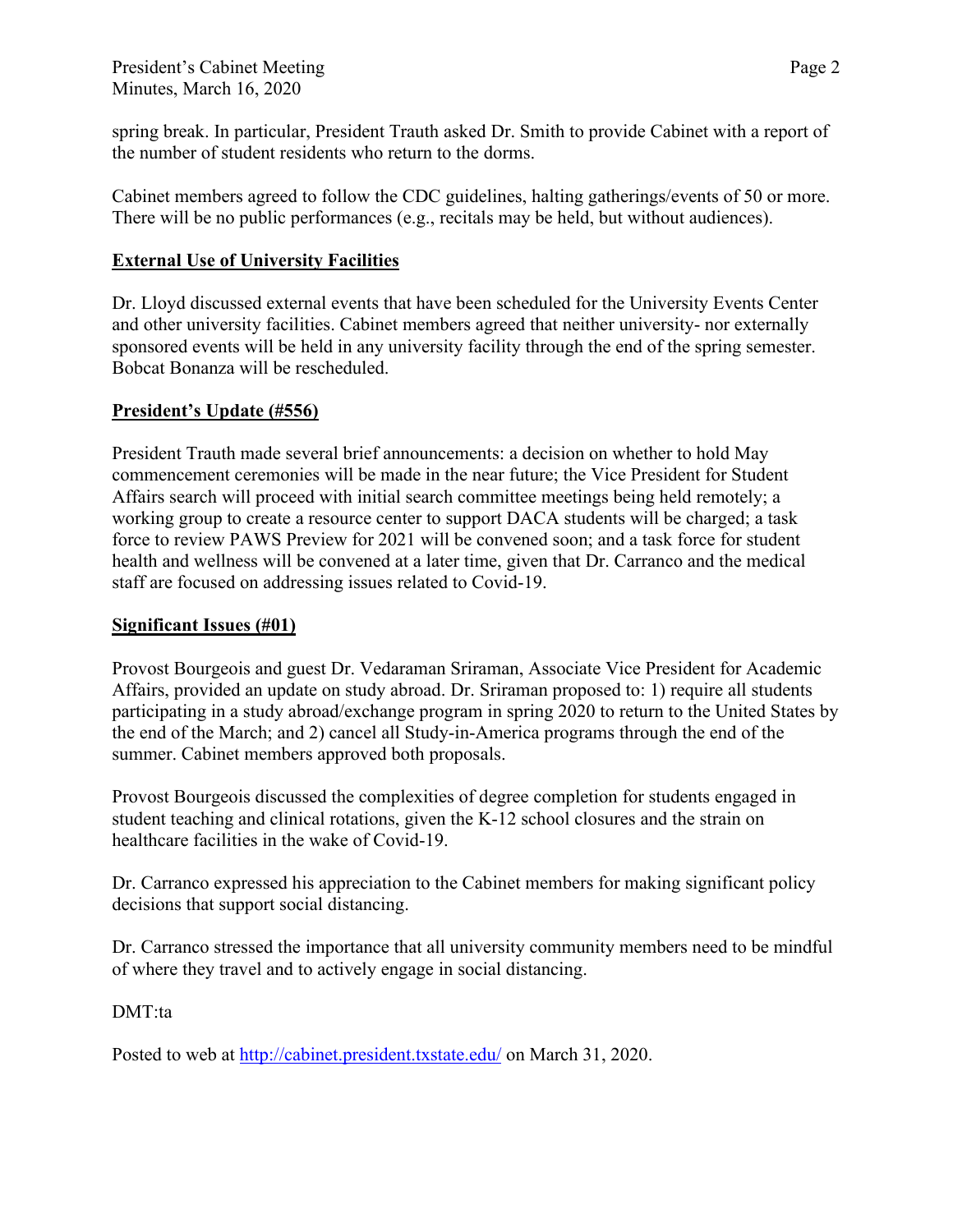spring break. In particular, President Trauth asked Dr. Smith to provide Cabinet with a report of the number of student residents who return to the dorms.

Cabinet members agreed to follow the CDC guidelines, halting gatherings/events of 50 or more. There will be no public performances (e.g., recitals may be held, but without audiences).

**External Use of University Facilities**

Dr. Lloyd discussed external events that have been scheduled for the University Events Center and other university facilities. Cabinet members agreed that neither university- nor externally sponsored events will be held in any university facility through the end of the spring semester. Bobcat Bonanza will be rescheduled.

**President's Update (#556)**

President Trauth made several brief announcements: a decision on whether to hold May commencement ceremonies will be made in the near future; the Vice President for Student Affairs search will proceed with initial search committee meetings being held remotely; a working group to create a resource center to support DACA students will be charged; a task force to review PAWS Preview for 2021 will be convened soon; and a task force for student health and wellness will be convened at a later time, given that Dr. Carranco and the medical staff are focused on addressing issues related to Covid-19.

**Significant Issues (#01)**

Provost Bourgeois and guest Dr. Vedaraman Sriraman, Associate Vice President for Academic Affairs, provided an update on study abroad. Dr. Sriraman proposed to: 1) require all students participating in a study abroad/exchange program in spring 2020 to return to the United States by the end of the March; and 2) cancel all Study-in-America programs through the end of the summer. Cabinet members approved both proposals.

Provost Bourgeois discussed the complexities of degree completion for students engaged in student teaching and clinical rotations, given the K-12 school closures and the strain on healthcare facilities in the wake of Covid-19.

Dr. Carranco expressed his appreciation to the Cabinet members for making significant policy decisions that support social distancing.

Dr. Carranco stressed the importance that all university community members need to be mindful of where they travel and to actively engage in social distancing.

DMT:ta

Posted to web at http://cabinet.president.txstate.edu/ on March 31, 2020.